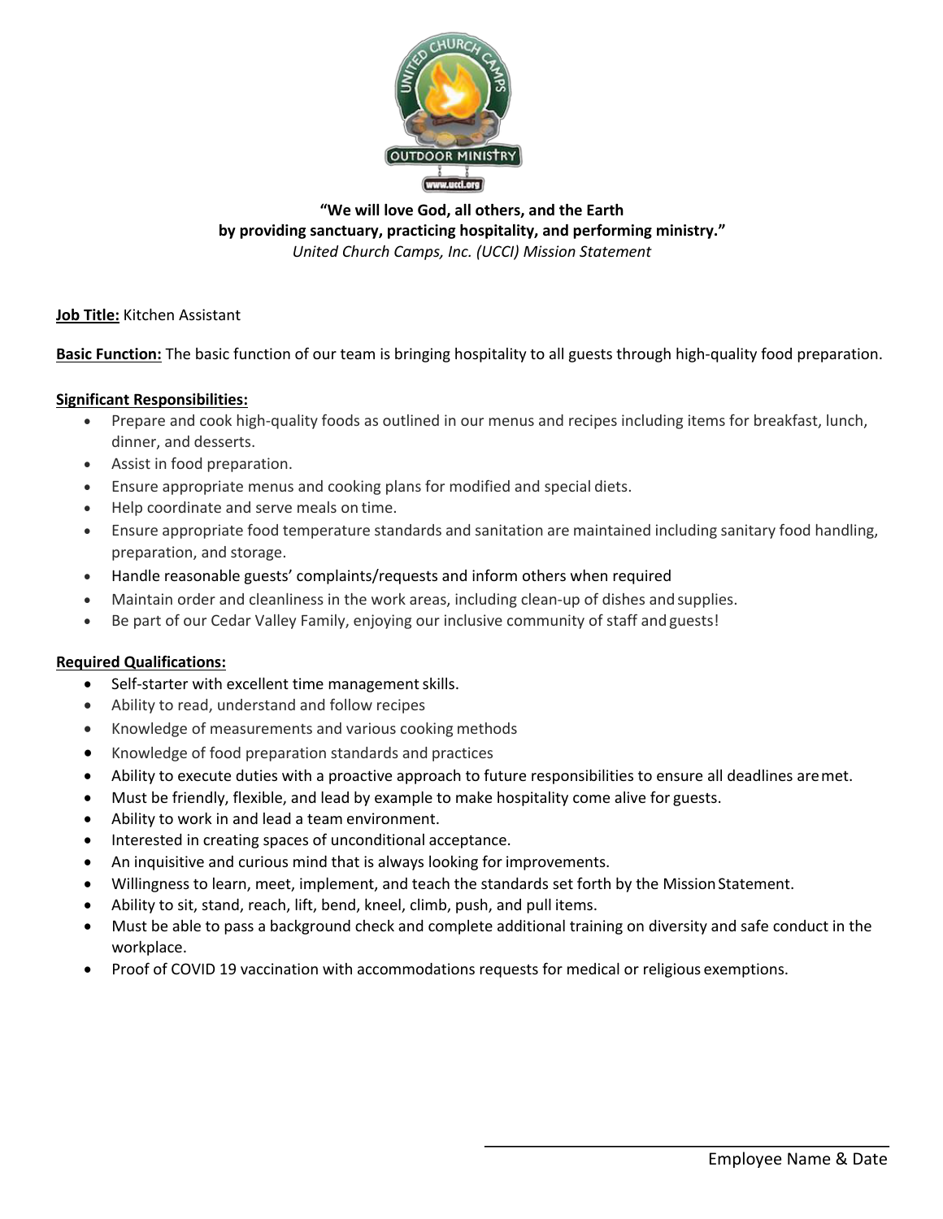**"We will love God, all others, and the Earth**
**by providing sanctuary, practicing hospitality, and performing ministry."**
*United Church Camps, Inc. (UCCI) Mission Statement*

**Job Title:** Kitchen Assistant

**Basic Function:** The basic function of our team is bringing hospitality to all guests through high-quality food preparation.

**Significant Responsibilities:**

- Prepare and cook high-quality foods as outlined in our menus and recipes including items for breakfast, lunch, dinner, and desserts.
- Assist in food preparation.
- Ensure appropriate menus and cooking plans for modified and special diets.
- Help coordinate and serve meals on time.
- Ensure appropriate food temperature standards and sanitation are maintained including sanitary food handling, preparation, and storage.
- Handle reasonable guests' complaints/requests and inform others when required
- Maintain order and cleanliness in the work areas, including clean-up of dishes and supplies.
- Be part of our Cedar Valley Family, enjoying our inclusive community of staff and guests!

**Required Qualifications:**

- Self-starter with excellent time management skills.
- Ability to read, understand and follow recipes
- Knowledge of measurements and various cooking methods
- Knowledge of food preparation standards and practices
- Ability to execute duties with a proactive approach to future responsibilities to ensure all deadlines are met.
- Must be friendly, flexible, and lead by example to make hospitality come alive for guests.
- Ability to work in and lead a team environment.
- Interested in creating spaces of unconditional acceptance.
- An inquisitive and curious mind that is always looking for improvements.
- Willingness to learn, meet, implement, and teach the standards set forth by the Mission Statement.
- Ability to sit, stand, reach, lift, bend, kneel, climb, push, and pull items.
- Must be able to pass a background check and complete additional training on diversity and safe conduct in the workplace.
- Proof of COVID 19 vaccination with accommodations requests for medical or religious exemptions.

\_\_\_\_\_\_\_\_\_\_\_\_\_\_\_\_\_\_\_\_\_\_\_\_\_\_\_\_\_\_\_\_\_\_\_\_\_\_

Employee Name & Date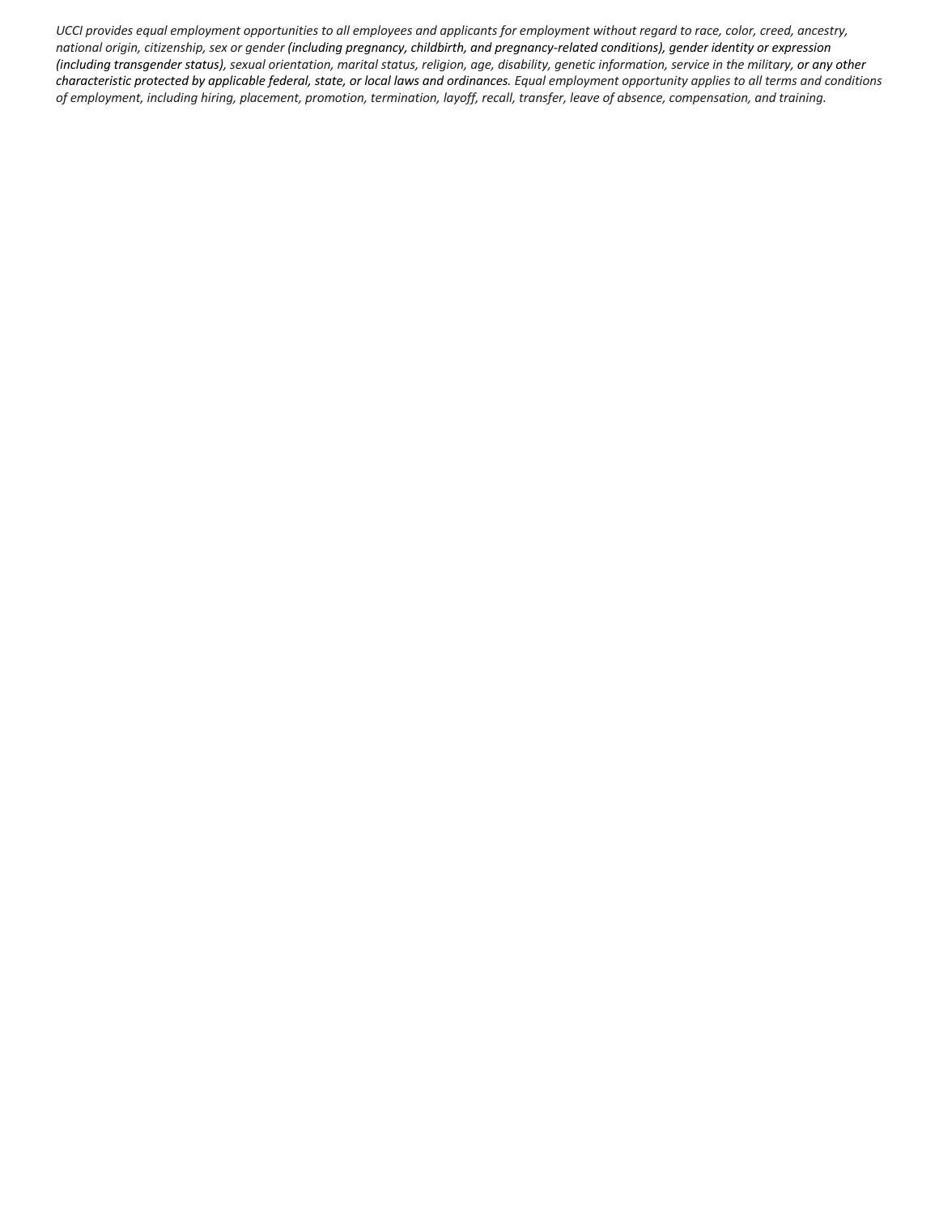*UCCI provides equal employment opportunities to all employees and applicants for employment without regard to race, color, creed, ancestry, national origin, citizenship, sex or gender (including pregnancy, childbirth, and pregnancy-related conditions), gender identity or expression (including transgender status), sexual orientation, marital status, religion, age, disability, genetic information, service in the military, or any other characteristic protected by applicable federal, state, or local laws and ordinances. Equal employment opportunity applies to all terms and conditions of employment, including hiring, placement, promotion, termination, layoff, recall, transfer, leave of absence, compensation, and training.*